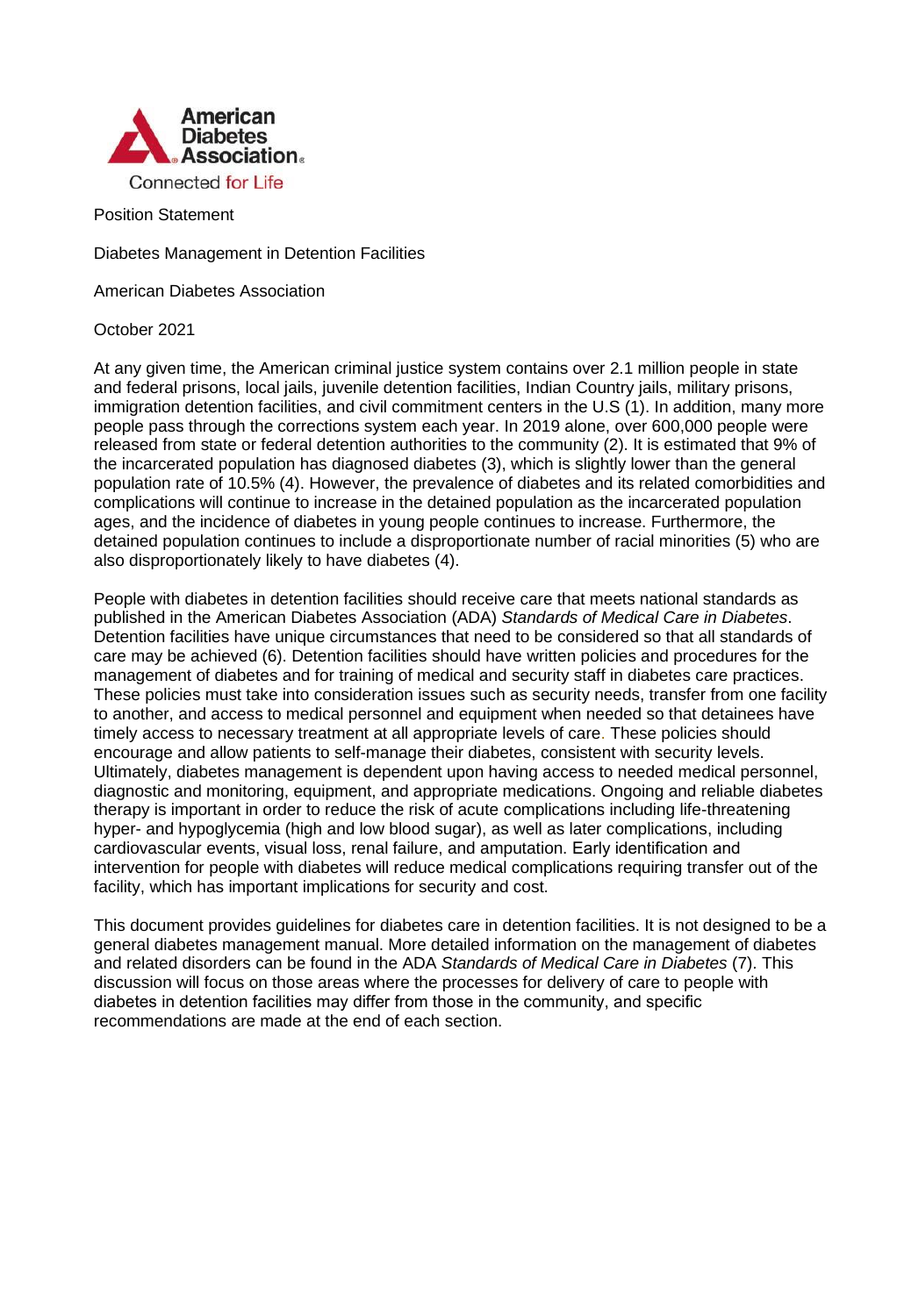American Diabetes Association
Connected for Life

Position Statement

# Diabetes Management in Detention Facilities

American Diabetes Association

October 2021

At any given time, the American criminal justice system contains over 2.1 million people in state and federal prisons, local jails, juvenile detention facilities, Indian Country jails, military prisons, immigration detention facilities, and civil commitment centers in the U.S (1). In addition, many more people pass through the corrections system each year. In 2019 alone, over 600,000 people were released from state or federal detention authorities to the community (2). It is estimated that 9% of the incarcerated population has diagnosed diabetes (3), which is slightly lower than the general population rate of 10.5% (4). However, the prevalence of diabetes and its related comorbidities and complications will continue to increase in the detained population as the incarcerated population ages, and the incidence of diabetes in young people continues to increase. Furthermore, the detained population continues to include a disproportionate number of racial minorities (5) who are also disproportionately likely to have diabetes (4).

People with diabetes in detention facilities should receive care that meets national standards as published in the American Diabetes Association (ADA) *Standards of Medical Care in Diabetes*. Detention facilities have unique circumstances that need to be considered so that all standards of care may be achieved (6). Detention facilities should have written policies and procedures for the management of diabetes and for training of medical and security staff in diabetes care practices. These policies must take into consideration issues such as security needs, transfer from one facility to another, and access to medical personnel and equipment when needed so that detainees have timely access to necessary treatment at all appropriate levels of care. These policies should encourage and allow patients to self-manage their diabetes, consistent with security levels. Ultimately, diabetes management is dependent upon having access to needed medical personnel, diagnostic and monitoring, equipment, and appropriate medications. Ongoing and reliable diabetes therapy is important in order to reduce the risk of acute complications including life-threatening hyper- and hypoglycemia (high and low blood sugar), as well as later complications, including cardiovascular events, visual loss, renal failure, and amputation. Early identification and intervention for people with diabetes will reduce medical complications requiring transfer out of the facility, which has important implications for security and cost.

This document provides guidelines for diabetes care in detention facilities. It is not designed to be a general diabetes management manual. More detailed information on the management of diabetes and related disorders can be found in the ADA *Standards of Medical Care in Diabetes* (7). This discussion will focus on those areas where the processes for delivery of care to people with diabetes in detention facilities may differ from those in the community, and specific recommendations are made at the end of each section.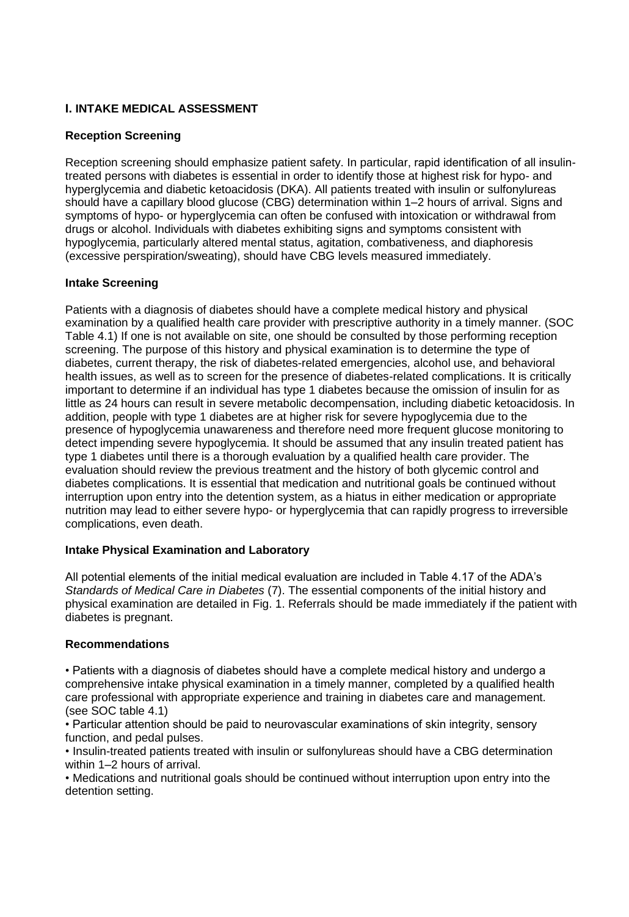## I. INTAKE MEDICAL ASSESSMENT

### Reception Screening

Reception screening should emphasize patient safety. In particular, rapid identification of all insulin-treated persons with diabetes is essential in order to identify those at highest risk for hypo- and hyperglycemia and diabetic ketoacidosis (DKA). All patients treated with insulin or sulfonylureas should have a capillary blood glucose (CBG) determination within 1–2 hours of arrival. Signs and symptoms of hypo- or hyperglycemia can often be confused with intoxication or withdrawal from drugs or alcohol. Individuals with diabetes exhibiting signs and symptoms consistent with hypoglycemia, particularly altered mental status, agitation, combativeness, and diaphoresis (excessive perspiration/sweating), should have CBG levels measured immediately.

### Intake Screening

Patients with a diagnosis of diabetes should have a complete medical history and physical examination by a qualified health care provider with prescriptive authority in a timely manner. (SOC Table 4.1) If one is not available on site, one should be consulted by those performing reception screening. The purpose of this history and physical examination is to determine the type of diabetes, current therapy, the risk of diabetes-related emergencies, alcohol use, and behavioral health issues, as well as to screen for the presence of diabetes-related complications. It is critically important to determine if an individual has type 1 diabetes because the omission of insulin for as little as 24 hours can result in severe metabolic decompensation, including diabetic ketoacidosis. In addition, people with type 1 diabetes are at higher risk for severe hypoglycemia due to the presence of hypoglycemia unawareness and therefore need more frequent glucose monitoring to detect impending severe hypoglycemia. It should be assumed that any insulin treated patient has type 1 diabetes until there is a thorough evaluation by a qualified health care provider. The evaluation should review the previous treatment and the history of both glycemic control and diabetes complications. It is essential that medication and nutritional goals be continued without interruption upon entry into the detention system, as a hiatus in either medication or appropriate nutrition may lead to either severe hypo- or hyperglycemia that can rapidly progress to irreversible complications, even death.

### Intake Physical Examination and Laboratory

All potential elements of the initial medical evaluation are included in Table 4.17 of the ADA's *Standards of Medical Care in Diabetes* (7). The essential components of the initial history and physical examination are detailed in Fig. 1. Referrals should be made immediately if the patient with diabetes is pregnant.

### Recommendations

- Patients with a diagnosis of diabetes should have a complete medical history and undergo a comprehensive intake physical examination in a timely manner, completed by a qualified health care professional with appropriate experience and training in diabetes care and management. (see SOC table 4.1)
- Particular attention should be paid to neurovascular examinations of skin integrity, sensory function, and pedal pulses.
- Insulin-treated patients treated with insulin or sulfonylureas should have a CBG determination within 1–2 hours of arrival.
- Medications and nutritional goals should be continued without interruption upon entry into the detention setting.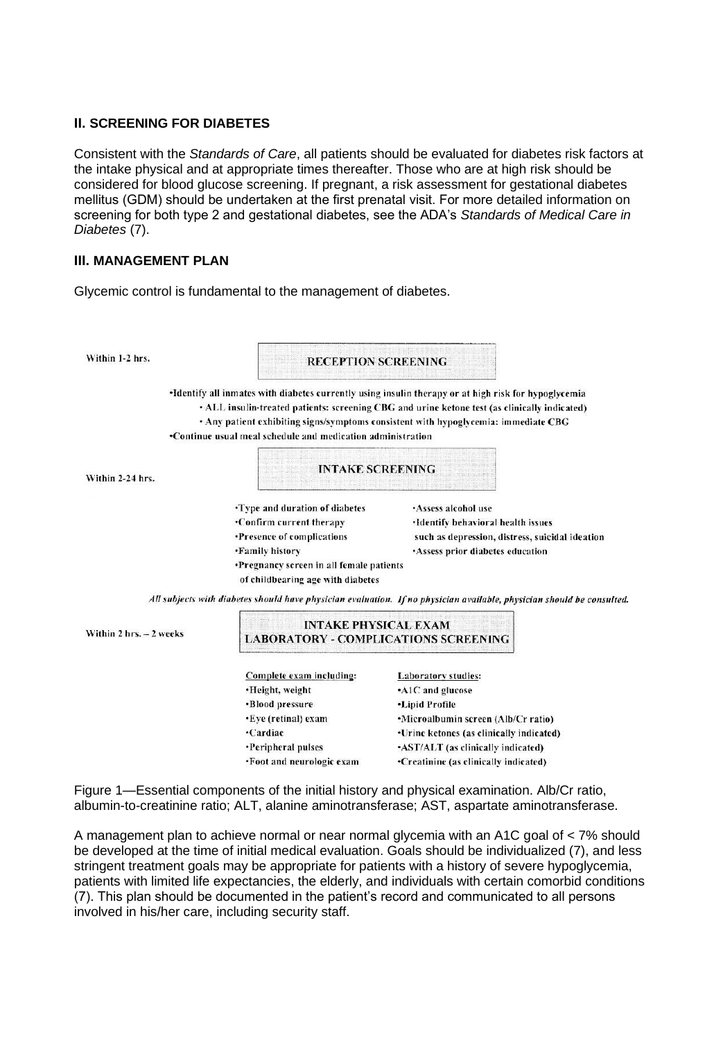## II. SCREENING FOR DIABETES

Consistent with the *Standards of Care*, all patients should be evaluated for diabetes risk factors at the intake physical and at appropriate times thereafter. Those who are at high risk should be considered for blood glucose screening. If pregnant, a risk assessment for gestational diabetes mellitus (GDM) should be undertaken at the first prenatal visit. For more detailed information on screening for both type 2 and gestational diabetes, see the ADA's *Standards of Medical Care in Diabetes* (7).

## III. MANAGEMENT PLAN

Glycemic control is fundamental to the management of diabetes.

**Within 1-2 hrs.** — **RECEPTION SCREENING**

- Identify all inmates with diabetes currently using insulin therapy or at high risk for hypoglycemia
  - ALL insulin-treated patients: screening CBG and urine ketone test (as clinically indicated)
  - Any patient exhibiting signs/symptoms consistent with hypoglycemia: immediate CBG
- Continue usual meal schedule and medication administration

**Within 2-24 hrs.** — **INTAKE SCREENING**

- Type and duration of diabetes
- Confirm current therapy
- Presence of complications
- Family history
- Pregnancy screen in all female patients of childbearing age with diabetes
- Assess alcohol use
- Identify behavioral health issues such as depression, distress, suicidal ideation
- Assess prior diabetes education

***All subjects with diabetes should have physician evaluation. If no physician available, physician should be consulted.***

**Within 2 hrs. – 2 weeks** — **INTAKE PHYSICAL EXAM / LABORATORY - COMPLICATIONS SCREENING**

| Complete exam including: | Laboratory studies: |
| --- | --- |
| Height, weight | A1C and glucose |
| Blood pressure | Lipid Profile |
| Eye (retinal) exam | Microalbumin screen (Alb/Cr ratio) |
| Cardiac | Urine ketones (as clinically indicated) |
| Peripheral pulses | AST/ALT (as clinically indicated) |
| Foot and neurologic exam | Creatinine (as clinically indicated) |

Figure 1—Essential components of the initial history and physical examination. Alb/Cr ratio, albumin-to-creatinine ratio; ALT, alanine aminotransferase; AST, aspartate aminotransferase.

A management plan to achieve normal or near normal glycemia with an A1C goal of < 7% should be developed at the time of initial medical evaluation. Goals should be individualized (7), and less stringent treatment goals may be appropriate for patients with a history of severe hypoglycemia, patients with limited life expectancies, the elderly, and individuals with certain comorbid conditions (7). This plan should be documented in the patient's record and communicated to all persons involved in his/her care, including security staff.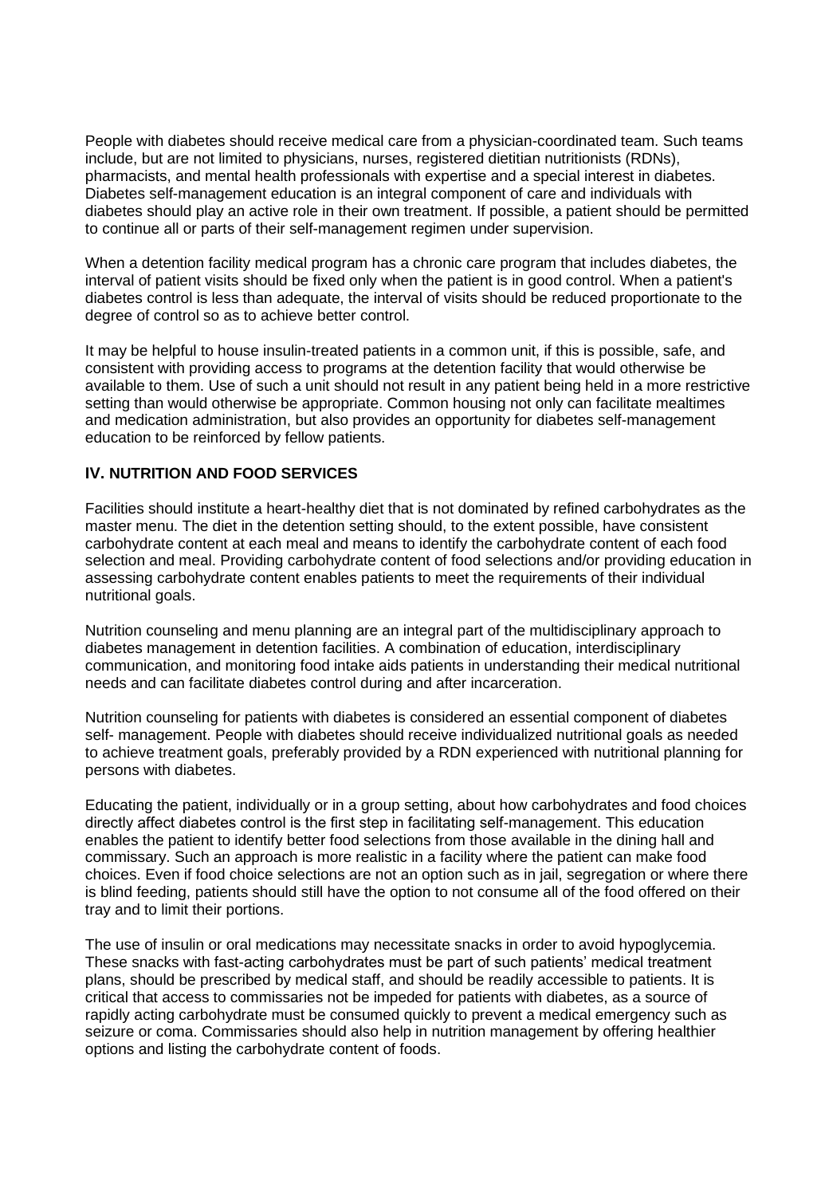People with diabetes should receive medical care from a physician-coordinated team. Such teams include, but are not limited to physicians, nurses, registered dietitian nutritionists (RDNs), pharmacists, and mental health professionals with expertise and a special interest in diabetes. Diabetes self-management education is an integral component of care and individuals with diabetes should play an active role in their own treatment. If possible, a patient should be permitted to continue all or parts of their self-management regimen under supervision.

When a detention facility medical program has a chronic care program that includes diabetes, the interval of patient visits should be fixed only when the patient is in good control. When a patient's diabetes control is less than adequate, the interval of visits should be reduced proportionate to the degree of control so as to achieve better control.

It may be helpful to house insulin-treated patients in a common unit, if this is possible, safe, and consistent with providing access to programs at the detention facility that would otherwise be available to them. Use of such a unit should not result in any patient being held in a more restrictive setting than would otherwise be appropriate. Common housing not only can facilitate mealtimes and medication administration, but also provides an opportunity for diabetes self-management education to be reinforced by fellow patients.

## IV. NUTRITION AND FOOD SERVICES

Facilities should institute a heart-healthy diet that is not dominated by refined carbohydrates as the master menu. The diet in the detention setting should, to the extent possible, have consistent carbohydrate content at each meal and means to identify the carbohydrate content of each food selection and meal. Providing carbohydrate content of food selections and/or providing education in assessing carbohydrate content enables patients to meet the requirements of their individual nutritional goals.

Nutrition counseling and menu planning are an integral part of the multidisciplinary approach to diabetes management in detention facilities. A combination of education, interdisciplinary communication, and monitoring food intake aids patients in understanding their medical nutritional needs and can facilitate diabetes control during and after incarceration.

Nutrition counseling for patients with diabetes is considered an essential component of diabetes self- management. People with diabetes should receive individualized nutritional goals as needed to achieve treatment goals, preferably provided by a RDN experienced with nutritional planning for persons with diabetes.

Educating the patient, individually or in a group setting, about how carbohydrates and food choices directly affect diabetes control is the first step in facilitating self-management. This education enables the patient to identify better food selections from those available in the dining hall and commissary. Such an approach is more realistic in a facility where the patient can make food choices. Even if food choice selections are not an option such as in jail, segregation or where there is blind feeding, patients should still have the option to not consume all of the food offered on their tray and to limit their portions.

The use of insulin or oral medications may necessitate snacks in order to avoid hypoglycemia. These snacks with fast-acting carbohydrates must be part of such patients' medical treatment plans, should be prescribed by medical staff, and should be readily accessible to patients. It is critical that access to commissaries not be impeded for patients with diabetes, as a source of rapidly acting carbohydrate must be consumed quickly to prevent a medical emergency such as seizure or coma. Commissaries should also help in nutrition management by offering healthier options and listing the carbohydrate content of foods.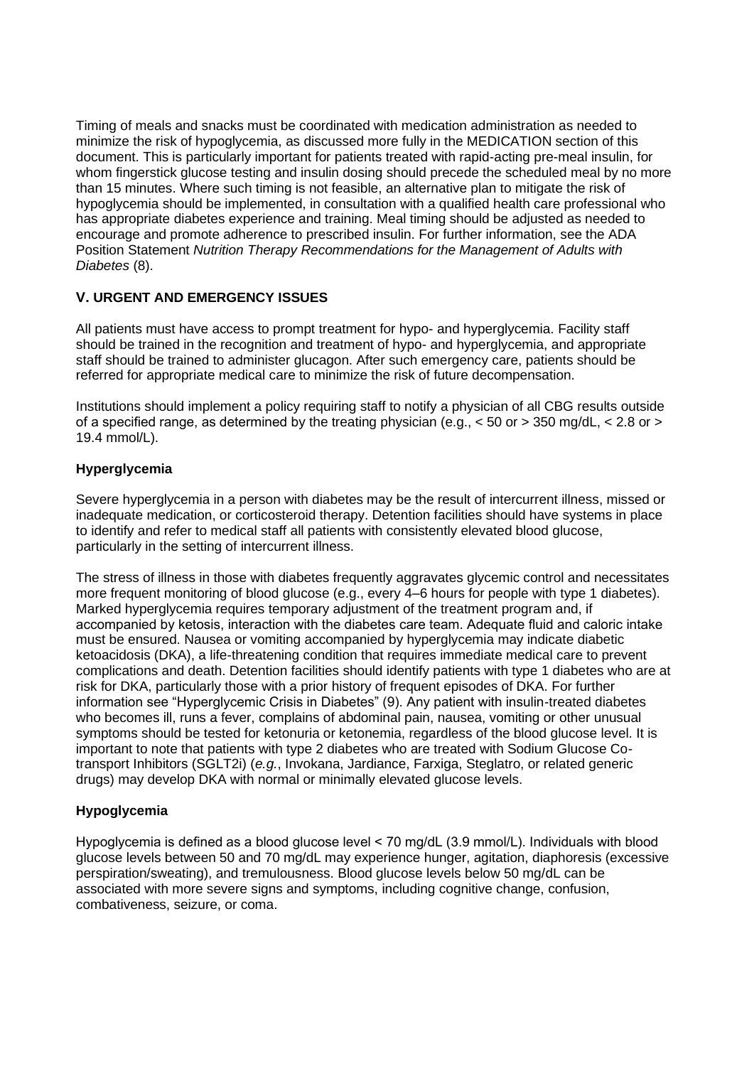Timing of meals and snacks must be coordinated with medication administration as needed to minimize the risk of hypoglycemia, as discussed more fully in the MEDICATION section of this document. This is particularly important for patients treated with rapid-acting pre-meal insulin, for whom fingerstick glucose testing and insulin dosing should precede the scheduled meal by no more than 15 minutes. Where such timing is not feasible, an alternative plan to mitigate the risk of hypoglycemia should be implemented, in consultation with a qualified health care professional who has appropriate diabetes experience and training. Meal timing should be adjusted as needed to encourage and promote adherence to prescribed insulin. For further information, see the ADA Position Statement *Nutrition Therapy Recommendations for the Management of Adults with Diabetes* (8).

## V. URGENT AND EMERGENCY ISSUES

All patients must have access to prompt treatment for hypo- and hyperglycemia. Facility staff should be trained in the recognition and treatment of hypo- and hyperglycemia, and appropriate staff should be trained to administer glucagon. After such emergency care, patients should be referred for appropriate medical care to minimize the risk of future decompensation.

Institutions should implement a policy requiring staff to notify a physician of all CBG results outside of a specified range, as determined by the treating physician (e.g., < 50 or > 350 mg/dL, < 2.8 or > 19.4 mmol/L).

### Hyperglycemia

Severe hyperglycemia in a person with diabetes may be the result of intercurrent illness, missed or inadequate medication, or corticosteroid therapy. Detention facilities should have systems in place to identify and refer to medical staff all patients with consistently elevated blood glucose, particularly in the setting of intercurrent illness.

The stress of illness in those with diabetes frequently aggravates glycemic control and necessitates more frequent monitoring of blood glucose (e.g., every 4–6 hours for people with type 1 diabetes). Marked hyperglycemia requires temporary adjustment of the treatment program and, if accompanied by ketosis, interaction with the diabetes care team. Adequate fluid and caloric intake must be ensured. Nausea or vomiting accompanied by hyperglycemia may indicate diabetic ketoacidosis (DKA), a life-threatening condition that requires immediate medical care to prevent complications and death. Detention facilities should identify patients with type 1 diabetes who are at risk for DKA, particularly those with a prior history of frequent episodes of DKA. For further information see "Hyperglycemic Crisis in Diabetes" (9). Any patient with insulin-treated diabetes who becomes ill, runs a fever, complains of abdominal pain, nausea, vomiting or other unusual symptoms should be tested for ketonuria or ketonemia, regardless of the blood glucose level. It is important to note that patients with type 2 diabetes who are treated with Sodium Glucose Co-transport Inhibitors (SGLT2i) (*e.g.*, Invokana, Jardiance, Farxiga, Steglatro, or related generic drugs) may develop DKA with normal or minimally elevated glucose levels.

### Hypoglycemia

Hypoglycemia is defined as a blood glucose level < 70 mg/dL (3.9 mmol/L). Individuals with blood glucose levels between 50 and 70 mg/dL may experience hunger, agitation, diaphoresis (excessive perspiration/sweating), and tremulousness. Blood glucose levels below 50 mg/dL can be associated with more severe signs and symptoms, including cognitive change, confusion, combativeness, seizure, or coma.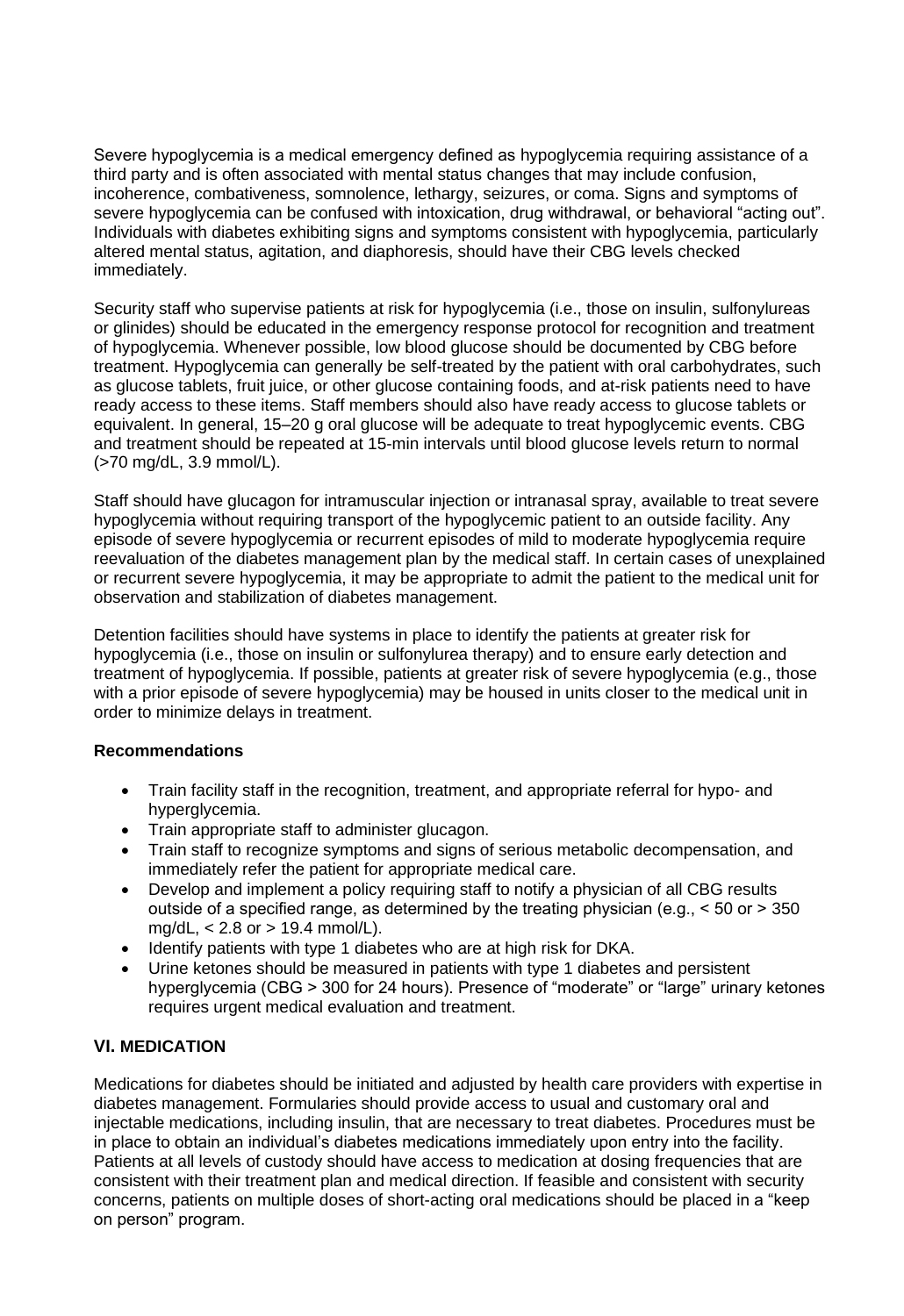Severe hypoglycemia is a medical emergency defined as hypoglycemia requiring assistance of a third party and is often associated with mental status changes that may include confusion, incoherence, combativeness, somnolence, lethargy, seizures, or coma. Signs and symptoms of severe hypoglycemia can be confused with intoxication, drug withdrawal, or behavioral "acting out". Individuals with diabetes exhibiting signs and symptoms consistent with hypoglycemia, particularly altered mental status, agitation, and diaphoresis, should have their CBG levels checked immediately.

Security staff who supervise patients at risk for hypoglycemia (i.e., those on insulin, sulfonylureas or glinides) should be educated in the emergency response protocol for recognition and treatment of hypoglycemia. Whenever possible, low blood glucose should be documented by CBG before treatment. Hypoglycemia can generally be self-treated by the patient with oral carbohydrates, such as glucose tablets, fruit juice, or other glucose containing foods, and at-risk patients need to have ready access to these items. Staff members should also have ready access to glucose tablets or equivalent. In general, 15–20 g oral glucose will be adequate to treat hypoglycemic events. CBG and treatment should be repeated at 15-min intervals until blood glucose levels return to normal (>70 mg/dL, 3.9 mmol/L).

Staff should have glucagon for intramuscular injection or intranasal spray, available to treat severe hypoglycemia without requiring transport of the hypoglycemic patient to an outside facility. Any episode of severe hypoglycemia or recurrent episodes of mild to moderate hypoglycemia require reevaluation of the diabetes management plan by the medical staff. In certain cases of unexplained or recurrent severe hypoglycemia, it may be appropriate to admit the patient to the medical unit for observation and stabilization of diabetes management.

Detention facilities should have systems in place to identify the patients at greater risk for hypoglycemia (i.e., those on insulin or sulfonylurea therapy) and to ensure early detection and treatment of hypoglycemia. If possible, patients at greater risk of severe hypoglycemia (e.g., those with a prior episode of severe hypoglycemia) may be housed in units closer to the medical unit in order to minimize delays in treatment.

**Recommendations**

- Train facility staff in the recognition, treatment, and appropriate referral for hypo- and hyperglycemia.
- Train appropriate staff to administer glucagon.
- Train staff to recognize symptoms and signs of serious metabolic decompensation, and immediately refer the patient for appropriate medical care.
- Develop and implement a policy requiring staff to notify a physician of all CBG results outside of a specified range, as determined by the treating physician (e.g., < 50 or > 350 mg/dL, < 2.8 or > 19.4 mmol/L).
- Identify patients with type 1 diabetes who are at high risk for DKA.
- Urine ketones should be measured in patients with type 1 diabetes and persistent hyperglycemia (CBG > 300 for 24 hours). Presence of "moderate" or "large" urinary ketones requires urgent medical evaluation and treatment.

## VI. MEDICATION

Medications for diabetes should be initiated and adjusted by health care providers with expertise in diabetes management. Formularies should provide access to usual and customary oral and injectable medications, including insulin, that are necessary to treat diabetes. Procedures must be in place to obtain an individual's diabetes medications immediately upon entry into the facility. Patients at all levels of custody should have access to medication at dosing frequencies that are consistent with their treatment plan and medical direction. If feasible and consistent with security concerns, patients on multiple doses of short-acting oral medications should be placed in a "keep on person" program.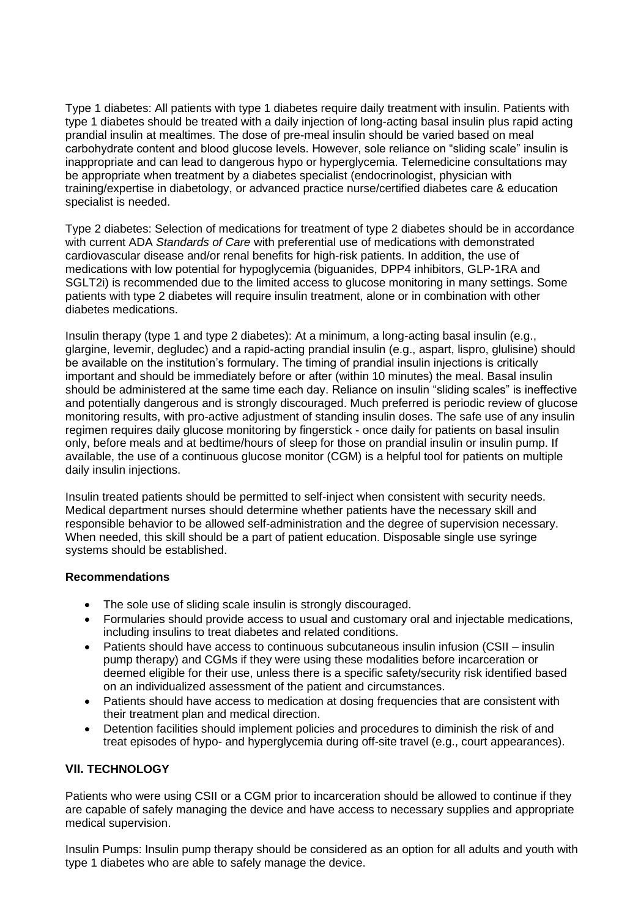Type 1 diabetes: All patients with type 1 diabetes require daily treatment with insulin. Patients with type 1 diabetes should be treated with a daily injection of long-acting basal insulin plus rapid acting prandial insulin at mealtimes. The dose of pre-meal insulin should be varied based on meal carbohydrate content and blood glucose levels. However, sole reliance on "sliding scale" insulin is inappropriate and can lead to dangerous hypo or hyperglycemia. Telemedicine consultations may be appropriate when treatment by a diabetes specialist (endocrinologist, physician with training/expertise in diabetology, or advanced practice nurse/certified diabetes care & education specialist is needed.

Type 2 diabetes: Selection of medications for treatment of type 2 diabetes should be in accordance with current ADA *Standards of Care* with preferential use of medications with demonstrated cardiovascular disease and/or renal benefits for high-risk patients. In addition, the use of medications with low potential for hypoglycemia (biguanides, DPP4 inhibitors, GLP-1RA and SGLT2i) is recommended due to the limited access to glucose monitoring in many settings. Some patients with type 2 diabetes will require insulin treatment, alone or in combination with other diabetes medications.

Insulin therapy (type 1 and type 2 diabetes): At a minimum, a long-acting basal insulin (e.g., glargine, levemir, degludec) and a rapid-acting prandial insulin (e.g., aspart, lispro, glulisine) should be available on the institution's formulary. The timing of prandial insulin injections is critically important and should be immediately before or after (within 10 minutes) the meal. Basal insulin should be administered at the same time each day. Reliance on insulin "sliding scales" is ineffective and potentially dangerous and is strongly discouraged. Much preferred is periodic review of glucose monitoring results, with pro-active adjustment of standing insulin doses. The safe use of any insulin regimen requires daily glucose monitoring by fingerstick - once daily for patients on basal insulin only, before meals and at bedtime/hours of sleep for those on prandial insulin or insulin pump. If available, the use of a continuous glucose monitor (CGM) is a helpful tool for patients on multiple daily insulin injections.

Insulin treated patients should be permitted to self-inject when consistent with security needs. Medical department nurses should determine whether patients have the necessary skill and responsible behavior to be allowed self-administration and the degree of supervision necessary. When needed, this skill should be a part of patient education. Disposable single use syringe systems should be established.

**Recommendations**

- The sole use of sliding scale insulin is strongly discouraged.
- Formularies should provide access to usual and customary oral and injectable medications, including insulins to treat diabetes and related conditions.
- Patients should have access to continuous subcutaneous insulin infusion (CSII – insulin pump therapy) and CGMs if they were using these modalities before incarceration or deemed eligible for their use, unless there is a specific safety/security risk identified based on an individualized assessment of the patient and circumstances.
- Patients should have access to medication at dosing frequencies that are consistent with their treatment plan and medical direction.
- Detention facilities should implement policies and procedures to diminish the risk of and treat episodes of hypo- and hyperglycemia during off-site travel (e.g., court appearances).

## VII. TECHNOLOGY

Patients who were using CSII or a CGM prior to incarceration should be allowed to continue if they are capable of safely managing the device and have access to necessary supplies and appropriate medical supervision.

Insulin Pumps: Insulin pump therapy should be considered as an option for all adults and youth with type 1 diabetes who are able to safely manage the device.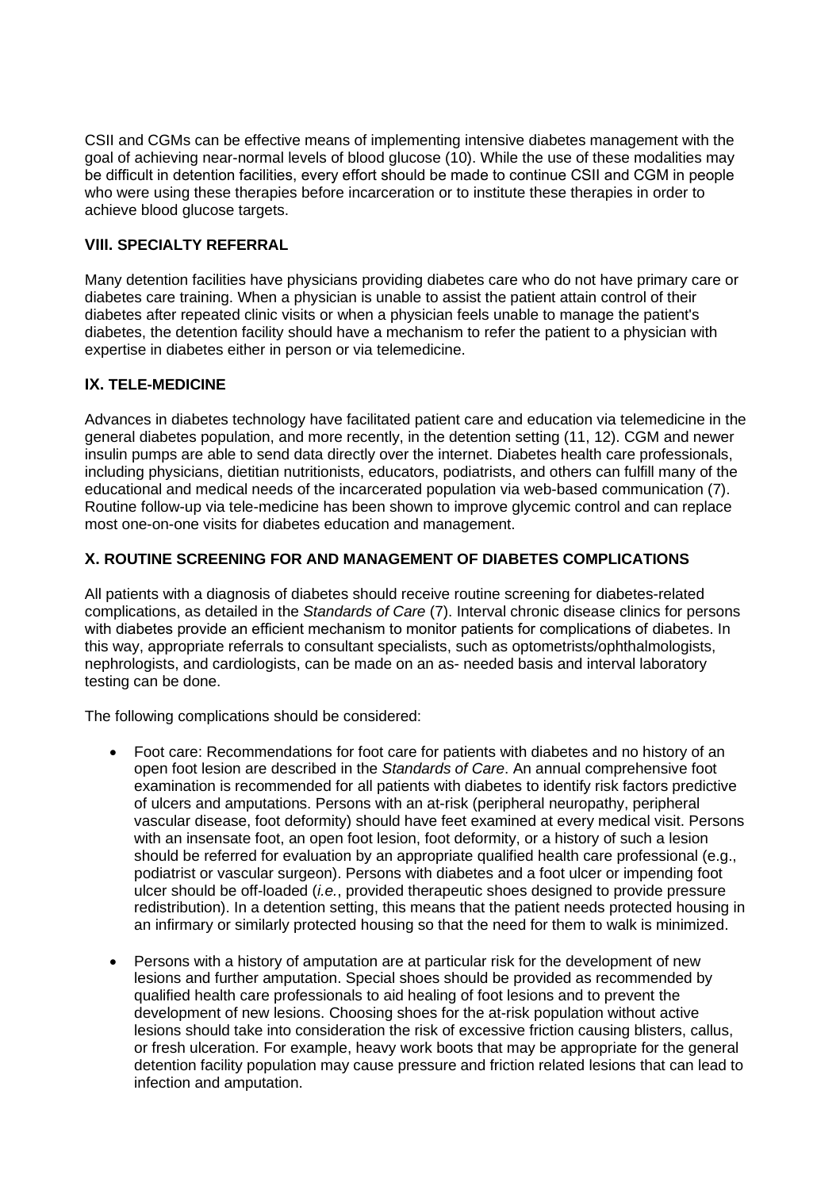CSII and CGMs can be effective means of implementing intensive diabetes management with the goal of achieving near-normal levels of blood glucose (10). While the use of these modalities may be difficult in detention facilities, every effort should be made to continue CSII and CGM in people who were using these therapies before incarceration or to institute these therapies in order to achieve blood glucose targets.

## VIII. SPECIALTY REFERRAL

Many detention facilities have physicians providing diabetes care who do not have primary care or diabetes care training. When a physician is unable to assist the patient attain control of their diabetes after repeated clinic visits or when a physician feels unable to manage the patient's diabetes, the detention facility should have a mechanism to refer the patient to a physician with expertise in diabetes either in person or via telemedicine.

## IX. TELE-MEDICINE

Advances in diabetes technology have facilitated patient care and education via telemedicine in the general diabetes population, and more recently, in the detention setting (11, 12). CGM and newer insulin pumps are able to send data directly over the internet. Diabetes health care professionals, including physicians, dietitian nutritionists, educators, podiatrists, and others can fulfill many of the educational and medical needs of the incarcerated population via web-based communication (7). Routine follow-up via tele-medicine has been shown to improve glycemic control and can replace most one-on-one visits for diabetes education and management.

## X. ROUTINE SCREENING FOR AND MANAGEMENT OF DIABETES COMPLICATIONS

All patients with a diagnosis of diabetes should receive routine screening for diabetes-related complications, as detailed in the *Standards of Care* (7). Interval chronic disease clinics for persons with diabetes provide an efficient mechanism to monitor patients for complications of diabetes. In this way, appropriate referrals to consultant specialists, such as optometrists/ophthalmologists, nephrologists, and cardiologists, can be made on an as- needed basis and interval laboratory testing can be done.

The following complications should be considered:

- Foot care: Recommendations for foot care for patients with diabetes and no history of an open foot lesion are described in the *Standards of Care*. An annual comprehensive foot examination is recommended for all patients with diabetes to identify risk factors predictive of ulcers and amputations. Persons with an at-risk (peripheral neuropathy, peripheral vascular disease, foot deformity) should have feet examined at every medical visit. Persons with an insensate foot, an open foot lesion, foot deformity, or a history of such a lesion should be referred for evaluation by an appropriate qualified health care professional (e.g., podiatrist or vascular surgeon). Persons with diabetes and a foot ulcer or impending foot ulcer should be off-loaded (*i.e.*, provided therapeutic shoes designed to provide pressure redistribution). In a detention setting, this means that the patient needs protected housing in an infirmary or similarly protected housing so that the need for them to walk is minimized.

- Persons with a history of amputation are at particular risk for the development of new lesions and further amputation. Special shoes should be provided as recommended by qualified health care professionals to aid healing of foot lesions and to prevent the development of new lesions. Choosing shoes for the at-risk population without active lesions should take into consideration the risk of excessive friction causing blisters, callus, or fresh ulceration. For example, heavy work boots that may be appropriate for the general detention facility population may cause pressure and friction related lesions that can lead to infection and amputation.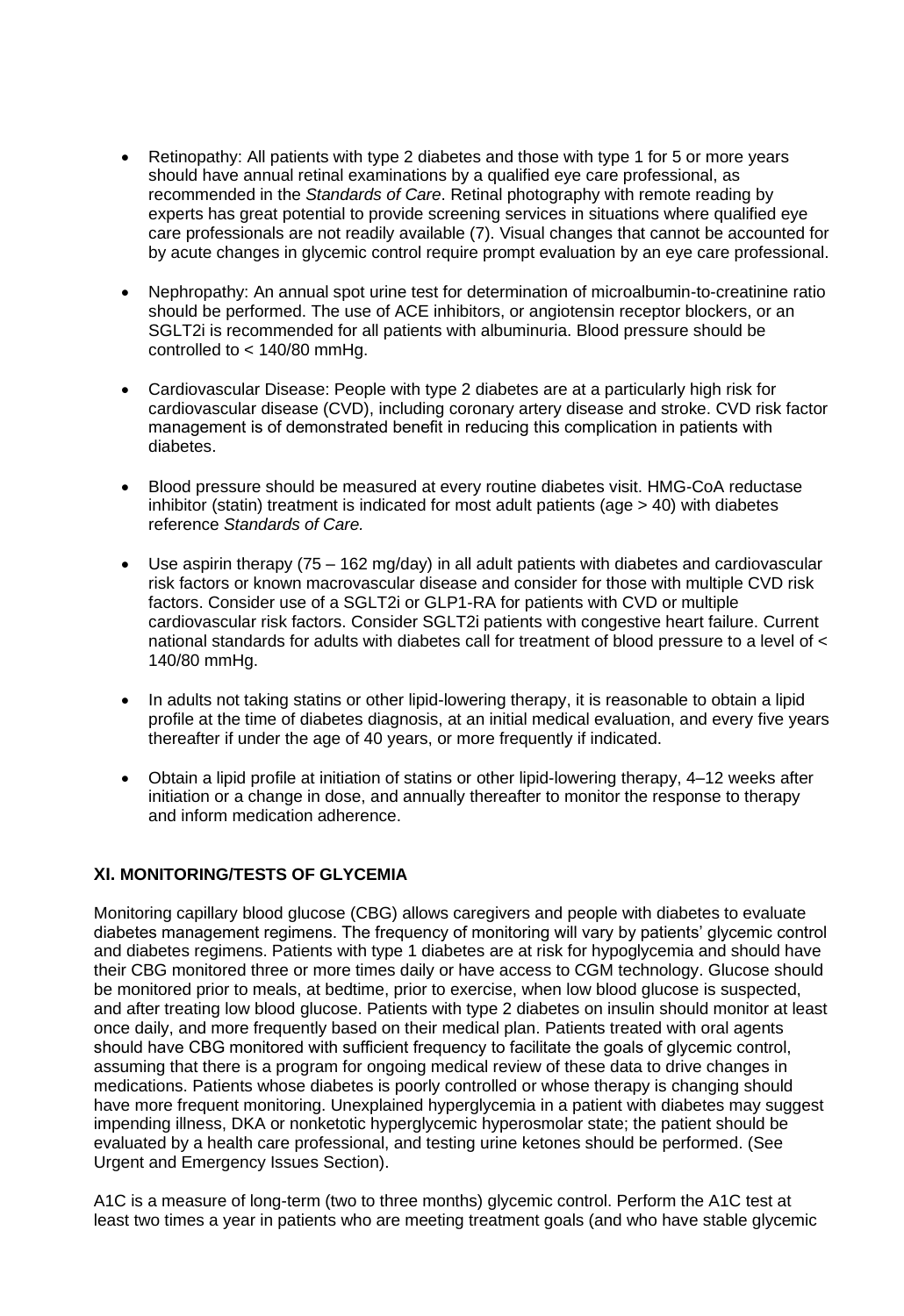- Retinopathy: All patients with type 2 diabetes and those with type 1 for 5 or more years should have annual retinal examinations by a qualified eye care professional, as recommended in the *Standards of Care*. Retinal photography with remote reading by experts has great potential to provide screening services in situations where qualified eye care professionals are not readily available (7). Visual changes that cannot be accounted for by acute changes in glycemic control require prompt evaluation by an eye care professional.

- Nephropathy: An annual spot urine test for determination of microalbumin-to-creatinine ratio should be performed. The use of ACE inhibitors, or angiotensin receptor blockers, or an SGLT2i is recommended for all patients with albuminuria. Blood pressure should be controlled to < 140/80 mmHg.

- Cardiovascular Disease: People with type 2 diabetes are at a particularly high risk for cardiovascular disease (CVD), including coronary artery disease and stroke. CVD risk factor management is of demonstrated benefit in reducing this complication in patients with diabetes.

- Blood pressure should be measured at every routine diabetes visit. HMG-CoA reductase inhibitor (statin) treatment is indicated for most adult patients (age > 40) with diabetes reference *Standards of Care.*

- Use aspirin therapy (75 – 162 mg/day) in all adult patients with diabetes and cardiovascular risk factors or known macrovascular disease and consider for those with multiple CVD risk factors. Consider use of a SGLT2i or GLP1-RA for patients with CVD or multiple cardiovascular risk factors. Consider SGLT2i patients with congestive heart failure. Current national standards for adults with diabetes call for treatment of blood pressure to a level of < 140/80 mmHg.

- In adults not taking statins or other lipid-lowering therapy, it is reasonable to obtain a lipid profile at the time of diabetes diagnosis, at an initial medical evaluation, and every five years thereafter if under the age of 40 years, or more frequently if indicated.

- Obtain a lipid profile at initiation of statins or other lipid-lowering therapy, 4–12 weeks after initiation or a change in dose, and annually thereafter to monitor the response to therapy and inform medication adherence.

## XI. MONITORING/TESTS OF GLYCEMIA

Monitoring capillary blood glucose (CBG) allows caregivers and people with diabetes to evaluate diabetes management regimens. The frequency of monitoring will vary by patients' glycemic control and diabetes regimens. Patients with type 1 diabetes are at risk for hypoglycemia and should have their CBG monitored three or more times daily or have access to CGM technology. Glucose should be monitored prior to meals, at bedtime, prior to exercise, when low blood glucose is suspected, and after treating low blood glucose. Patients with type 2 diabetes on insulin should monitor at least once daily, and more frequently based on their medical plan. Patients treated with oral agents should have CBG monitored with sufficient frequency to facilitate the goals of glycemic control, assuming that there is a program for ongoing medical review of these data to drive changes in medications. Patients whose diabetes is poorly controlled or whose therapy is changing should have more frequent monitoring. Unexplained hyperglycemia in a patient with diabetes may suggest impending illness, DKA or nonketotic hyperglycemic hyperosmolar state; the patient should be evaluated by a health care professional, and testing urine ketones should be performed. (See Urgent and Emergency Issues Section).

A1C is a measure of long-term (two to three months) glycemic control. Perform the A1C test at least two times a year in patients who are meeting treatment goals (and who have stable glycemic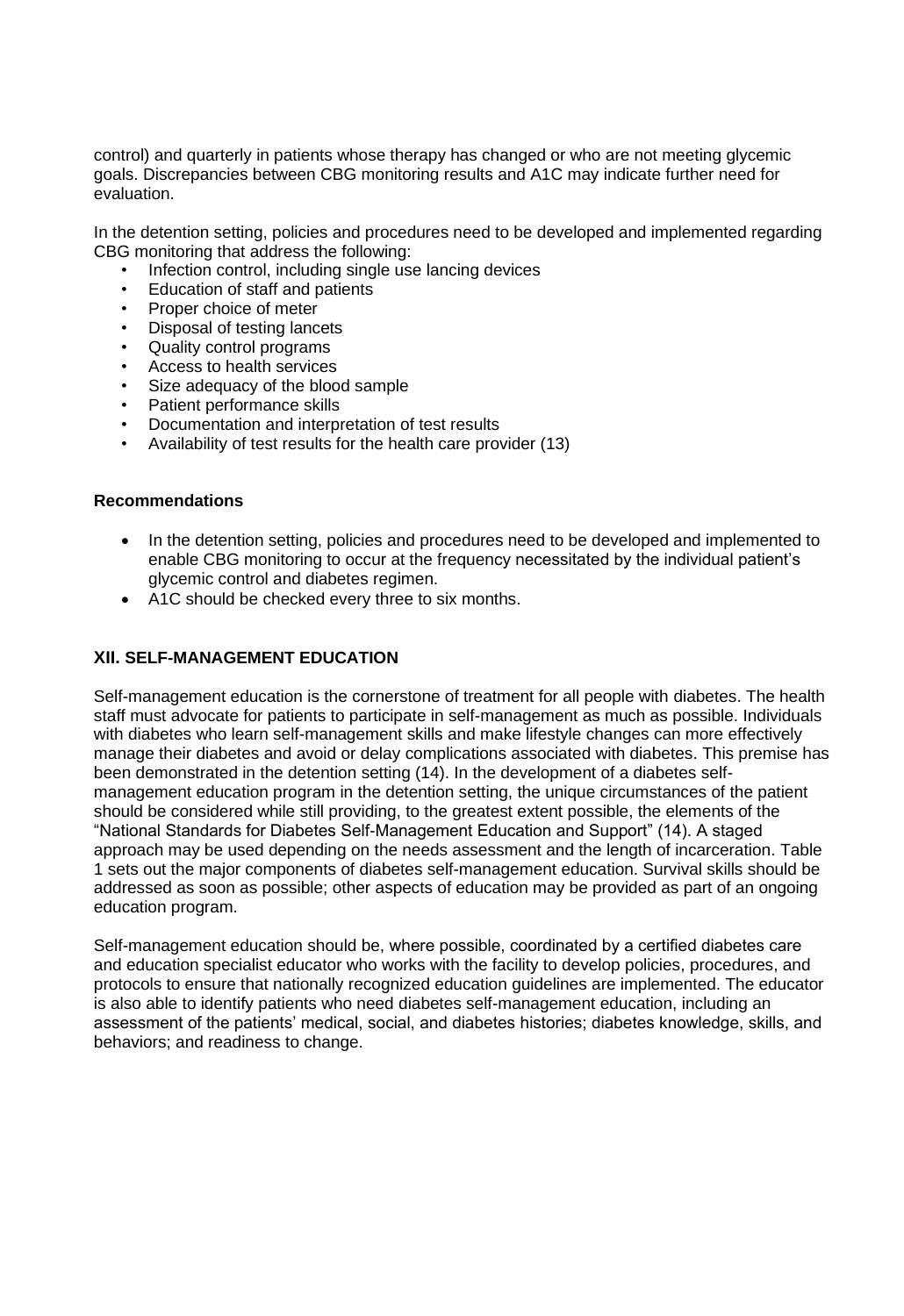control) and quarterly in patients whose therapy has changed or who are not meeting glycemic goals. Discrepancies between CBG monitoring results and A1C may indicate further need for evaluation.

In the detention setting, policies and procedures need to be developed and implemented regarding CBG monitoring that address the following:

- Infection control, including single use lancing devices
- Education of staff and patients
- Proper choice of meter
- Disposal of testing lancets
- Quality control programs
- Access to health services
- Size adequacy of the blood sample
- Patient performance skills
- Documentation and interpretation of test results
- Availability of test results for the health care provider (13)

**Recommendations**

- In the detention setting, policies and procedures need to be developed and implemented to enable CBG monitoring to occur at the frequency necessitated by the individual patient's glycemic control and diabetes regimen.
- A1C should be checked every three to six months.

## XII. SELF-MANAGEMENT EDUCATION

Self-management education is the cornerstone of treatment for all people with diabetes. The health staff must advocate for patients to participate in self-management as much as possible. Individuals with diabetes who learn self-management skills and make lifestyle changes can more effectively manage their diabetes and avoid or delay complications associated with diabetes. This premise has been demonstrated in the detention setting (14). In the development of a diabetes self-management education program in the detention setting, the unique circumstances of the patient should be considered while still providing, to the greatest extent possible, the elements of the "National Standards for Diabetes Self-Management Education and Support" (14). A staged approach may be used depending on the needs assessment and the length of incarceration. Table 1 sets out the major components of diabetes self-management education. Survival skills should be addressed as soon as possible; other aspects of education may be provided as part of an ongoing education program.

Self-management education should be, where possible, coordinated by a certified diabetes care and education specialist educator who works with the facility to develop policies, procedures, and protocols to ensure that nationally recognized education guidelines are implemented. The educator is also able to identify patients who need diabetes self-management education, including an assessment of the patients' medical, social, and diabetes histories; diabetes knowledge, skills, and behaviors; and readiness to change.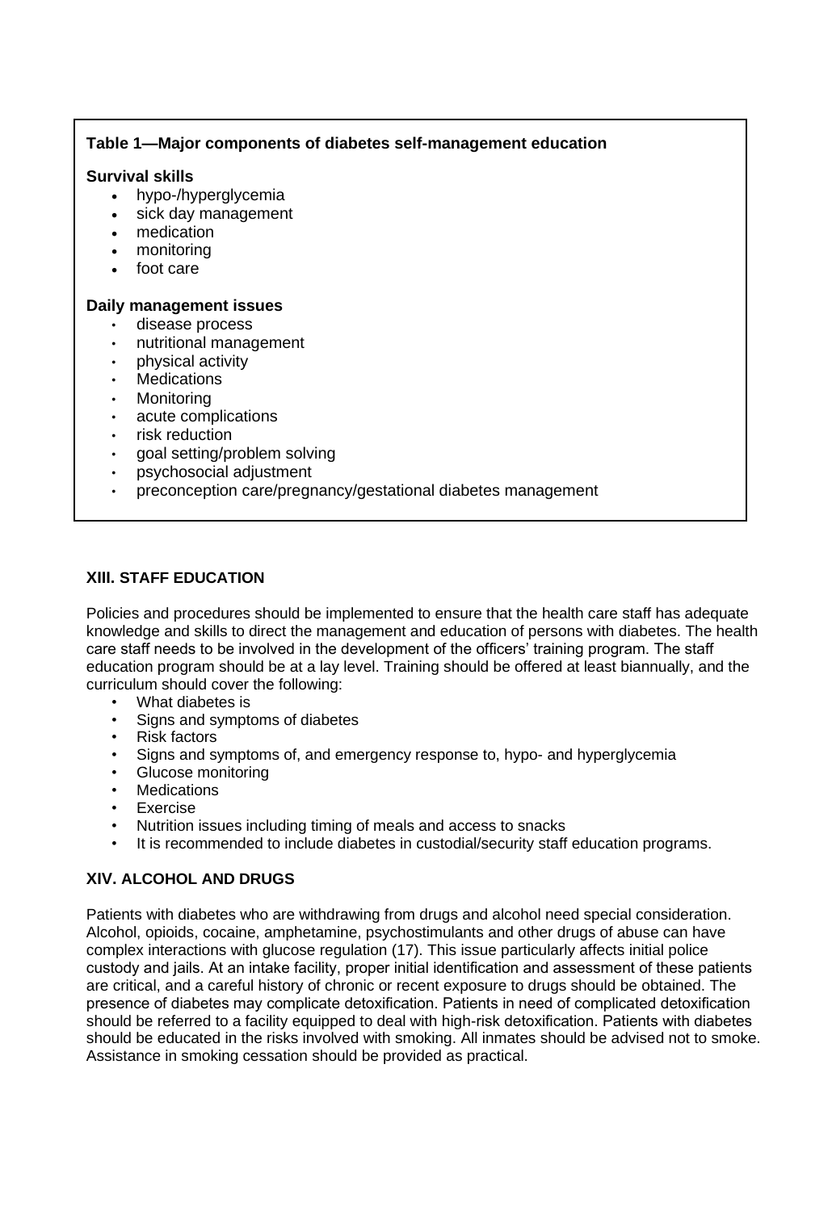**Table 1—Major components of diabetes self-management education**

**Survival skills**

- hypo-/hyperglycemia
- sick day management
- medication
- monitoring
- foot care

**Daily management issues**

- disease process
- nutritional management
- physical activity
- Medications
- Monitoring
- acute complications
- risk reduction
- goal setting/problem solving
- psychosocial adjustment
- preconception care/pregnancy/gestational diabetes management

## XIII. STAFF EDUCATION

Policies and procedures should be implemented to ensure that the health care staff has adequate knowledge and skills to direct the management and education of persons with diabetes. The health care staff needs to be involved in the development of the officers' training program. The staff education program should be at a lay level. Training should be offered at least biannually, and the curriculum should cover the following:

- What diabetes is
- Signs and symptoms of diabetes
- Risk factors
- Signs and symptoms of, and emergency response to, hypo- and hyperglycemia
- Glucose monitoring
- Medications
- Exercise
- Nutrition issues including timing of meals and access to snacks
- It is recommended to include diabetes in custodial/security staff education programs.

## XIV. ALCOHOL AND DRUGS

Patients with diabetes who are withdrawing from drugs and alcohol need special consideration. Alcohol, opioids, cocaine, amphetamine, psychostimulants and other drugs of abuse can have complex interactions with glucose regulation (17). This issue particularly affects initial police custody and jails. At an intake facility, proper initial identification and assessment of these patients are critical, and a careful history of chronic or recent exposure to drugs should be obtained. The presence of diabetes may complicate detoxification. Patients in need of complicated detoxification should be referred to a facility equipped to deal with high-risk detoxification. Patients with diabetes should be educated in the risks involved with smoking. All inmates should be advised not to smoke. Assistance in smoking cessation should be provided as practical.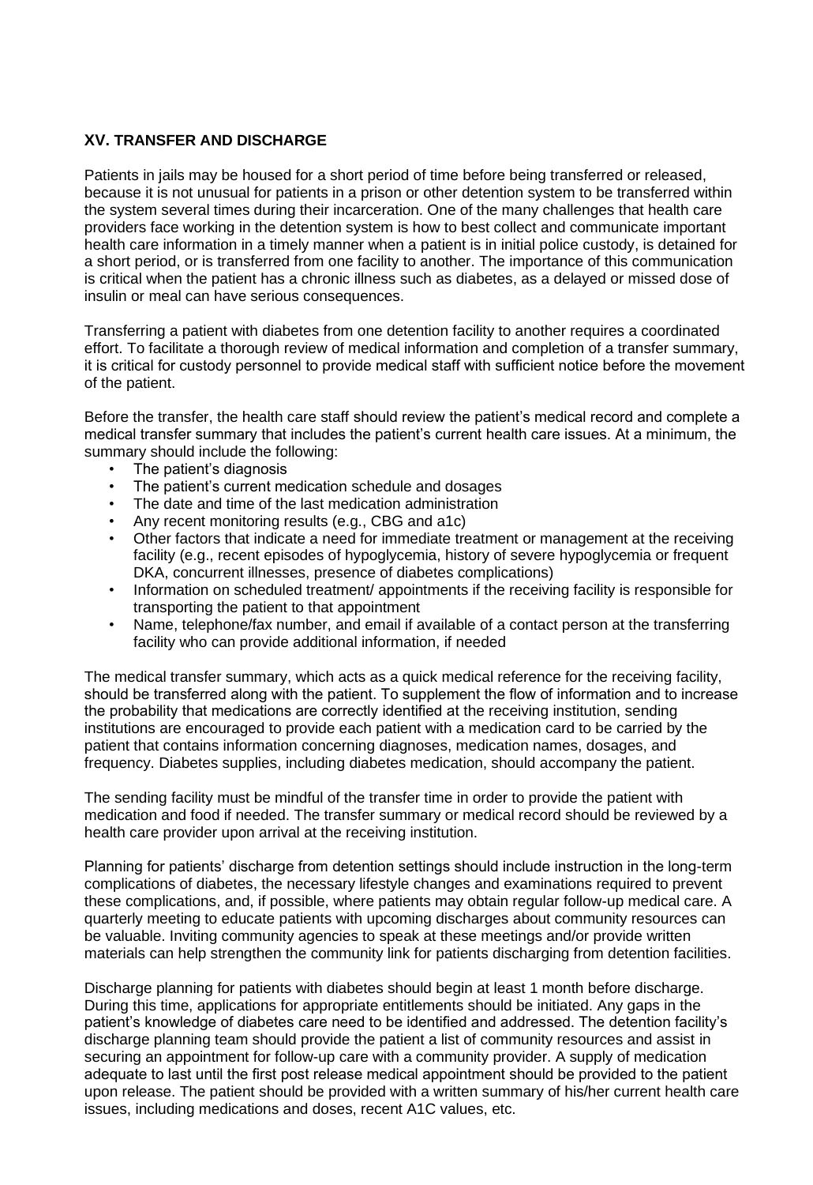## XV. TRANSFER AND DISCHARGE

Patients in jails may be housed for a short period of time before being transferred or released, because it is not unusual for patients in a prison or other detention system to be transferred within the system several times during their incarceration. One of the many challenges that health care providers face working in the detention system is how to best collect and communicate important health care information in a timely manner when a patient is in initial police custody, is detained for a short period, or is transferred from one facility to another. The importance of this communication is critical when the patient has a chronic illness such as diabetes, as a delayed or missed dose of insulin or meal can have serious consequences.

Transferring a patient with diabetes from one detention facility to another requires a coordinated effort. To facilitate a thorough review of medical information and completion of a transfer summary, it is critical for custody personnel to provide medical staff with sufficient notice before the movement of the patient.

Before the transfer, the health care staff should review the patient's medical record and complete a medical transfer summary that includes the patient's current health care issues. At a minimum, the summary should include the following:

- The patient's diagnosis
- The patient's current medication schedule and dosages
- The date and time of the last medication administration
- Any recent monitoring results (e.g., CBG and a1c)
- Other factors that indicate a need for immediate treatment or management at the receiving facility (e.g., recent episodes of hypoglycemia, history of severe hypoglycemia or frequent DKA, concurrent illnesses, presence of diabetes complications)
- Information on scheduled treatment/ appointments if the receiving facility is responsible for transporting the patient to that appointment
- Name, telephone/fax number, and email if available of a contact person at the transferring facility who can provide additional information, if needed

The medical transfer summary, which acts as a quick medical reference for the receiving facility, should be transferred along with the patient. To supplement the flow of information and to increase the probability that medications are correctly identified at the receiving institution, sending institutions are encouraged to provide each patient with a medication card to be carried by the patient that contains information concerning diagnoses, medication names, dosages, and frequency. Diabetes supplies, including diabetes medication, should accompany the patient.

The sending facility must be mindful of the transfer time in order to provide the patient with medication and food if needed. The transfer summary or medical record should be reviewed by a health care provider upon arrival at the receiving institution.

Planning for patients' discharge from detention settings should include instruction in the long-term complications of diabetes, the necessary lifestyle changes and examinations required to prevent these complications, and, if possible, where patients may obtain regular follow-up medical care. A quarterly meeting to educate patients with upcoming discharges about community resources can be valuable. Inviting community agencies to speak at these meetings and/or provide written materials can help strengthen the community link for patients discharging from detention facilities.

Discharge planning for patients with diabetes should begin at least 1 month before discharge. During this time, applications for appropriate entitlements should be initiated. Any gaps in the patient's knowledge of diabetes care need to be identified and addressed. The detention facility's discharge planning team should provide the patient a list of community resources and assist in securing an appointment for follow-up care with a community provider. A supply of medication adequate to last until the first post release medical appointment should be provided to the patient upon release. The patient should be provided with a written summary of his/her current health care issues, including medications and doses, recent A1C values, etc.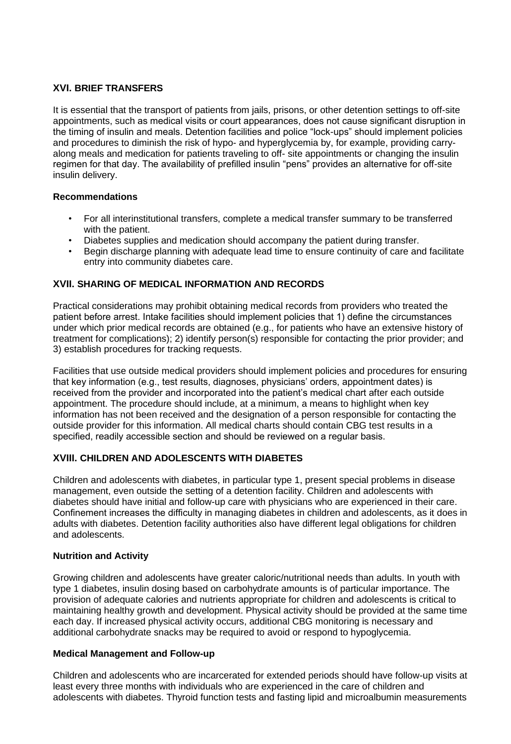## XVI. BRIEF TRANSFERS

It is essential that the transport of patients from jails, prisons, or other detention settings to off-site appointments, such as medical visits or court appearances, does not cause significant disruption in the timing of insulin and meals. Detention facilities and police "lock-ups" should implement policies and procedures to diminish the risk of hypo- and hyperglycemia by, for example, providing carry-along meals and medication for patients traveling to off- site appointments or changing the insulin regimen for that day. The availability of prefilled insulin "pens" provides an alternative for off-site insulin delivery.

### Recommendations

- For all interinstitutional transfers, complete a medical transfer summary to be transferred with the patient.
- Diabetes supplies and medication should accompany the patient during transfer.
- Begin discharge planning with adequate lead time to ensure continuity of care and facilitate entry into community diabetes care.

## XVII. SHARING OF MEDICAL INFORMATION AND RECORDS

Practical considerations may prohibit obtaining medical records from providers who treated the patient before arrest. Intake facilities should implement policies that 1) define the circumstances under which prior medical records are obtained (e.g., for patients who have an extensive history of treatment for complications); 2) identify person(s) responsible for contacting the prior provider; and 3) establish procedures for tracking requests.

Facilities that use outside medical providers should implement policies and procedures for ensuring that key information (e.g., test results, diagnoses, physicians' orders, appointment dates) is received from the provider and incorporated into the patient's medical chart after each outside appointment. The procedure should include, at a minimum, a means to highlight when key information has not been received and the designation of a person responsible for contacting the outside provider for this information. All medical charts should contain CBG test results in a specified, readily accessible section and should be reviewed on a regular basis.

## XVIII. CHILDREN AND ADOLESCENTS WITH DIABETES

Children and adolescents with diabetes, in particular type 1, present special problems in disease management, even outside the setting of a detention facility. Children and adolescents with diabetes should have initial and follow-up care with physicians who are experienced in their care. Confinement increases the difficulty in managing diabetes in children and adolescents, as it does in adults with diabetes. Detention facility authorities also have different legal obligations for children and adolescents.

### Nutrition and Activity

Growing children and adolescents have greater caloric/nutritional needs than adults. In youth with type 1 diabetes, insulin dosing based on carbohydrate amounts is of particular importance. The provision of adequate calories and nutrients appropriate for children and adolescents is critical to maintaining healthy growth and development. Physical activity should be provided at the same time each day. If increased physical activity occurs, additional CBG monitoring is necessary and additional carbohydrate snacks may be required to avoid or respond to hypoglycemia.

### Medical Management and Follow-up

Children and adolescents who are incarcerated for extended periods should have follow-up visits at least every three months with individuals who are experienced in the care of children and adolescents with diabetes. Thyroid function tests and fasting lipid and microalbumin measurements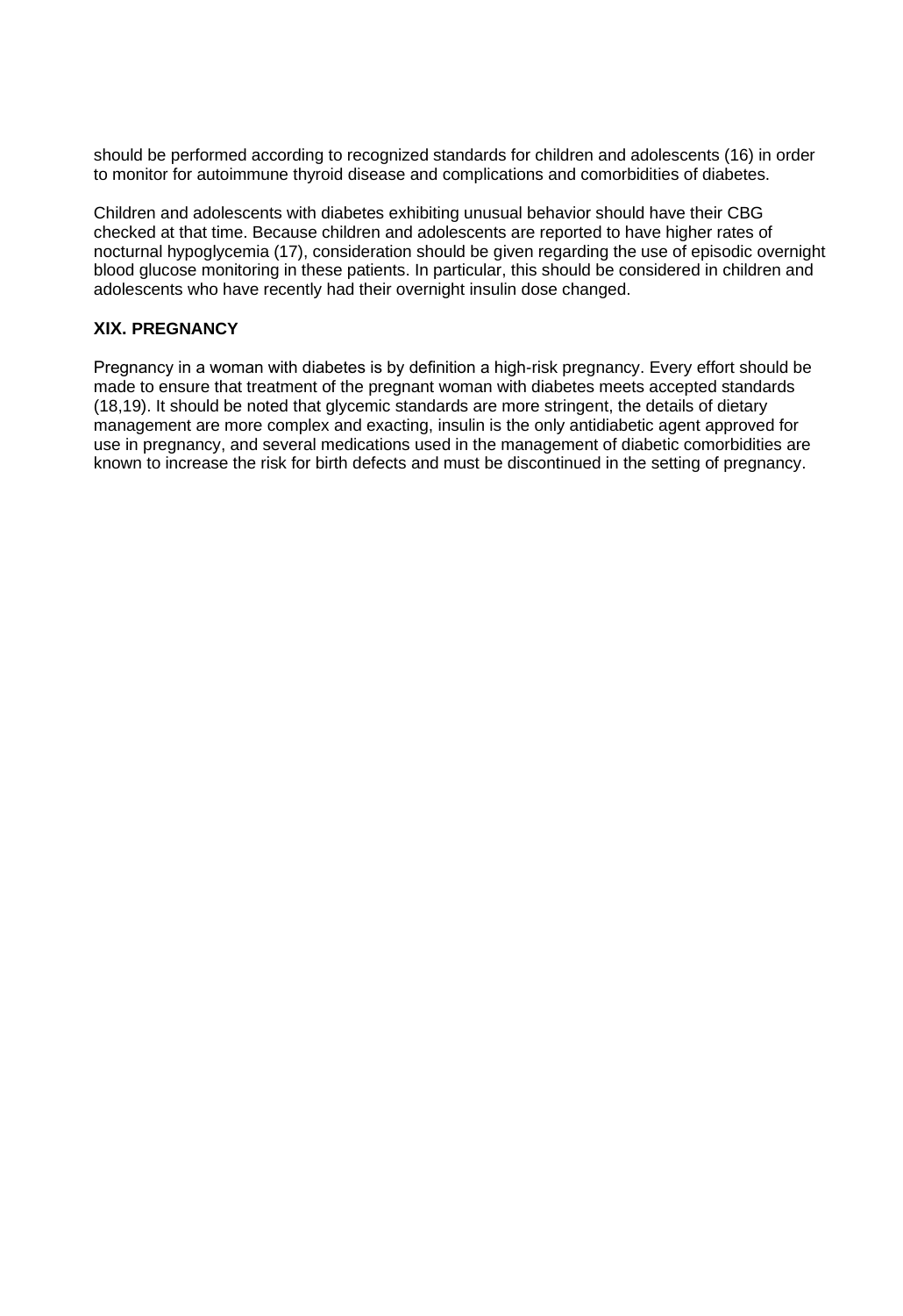should be performed according to recognized standards for children and adolescents (16) in order to monitor for autoimmune thyroid disease and complications and comorbidities of diabetes.

Children and adolescents with diabetes exhibiting unusual behavior should have their CBG checked at that time. Because children and adolescents are reported to have higher rates of nocturnal hypoglycemia (17), consideration should be given regarding the use of episodic overnight blood glucose monitoring in these patients. In particular, this should be considered in children and adolescents who have recently had their overnight insulin dose changed.

## XIX. PREGNANCY

Pregnancy in a woman with diabetes is by definition a high-risk pregnancy. Every effort should be made to ensure that treatment of the pregnant woman with diabetes meets accepted standards (18,19). It should be noted that glycemic standards are more stringent, the details of dietary management are more complex and exacting, insulin is the only antidiabetic agent approved for use in pregnancy, and several medications used in the management of diabetic comorbidities are known to increase the risk for birth defects and must be discontinued in the setting of pregnancy.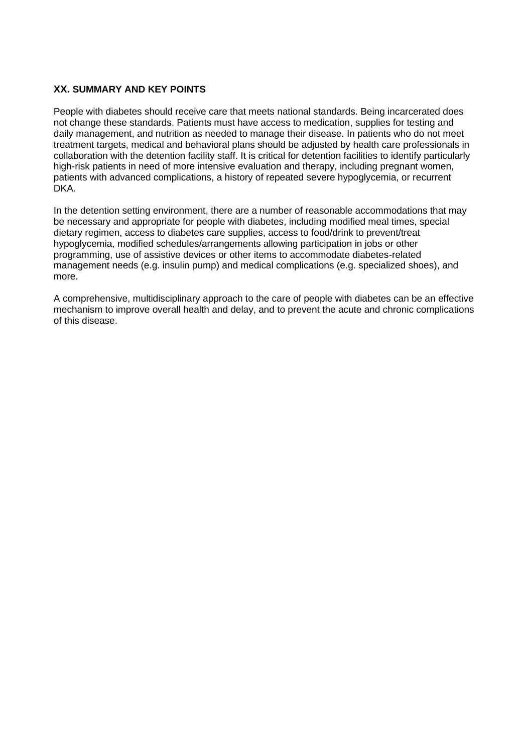## XX. SUMMARY AND KEY POINTS

People with diabetes should receive care that meets national standards. Being incarcerated does not change these standards. Patients must have access to medication, supplies for testing and daily management, and nutrition as needed to manage their disease. In patients who do not meet treatment targets, medical and behavioral plans should be adjusted by health care professionals in collaboration with the detention facility staff. It is critical for detention facilities to identify particularly high-risk patients in need of more intensive evaluation and therapy, including pregnant women, patients with advanced complications, a history of repeated severe hypoglycemia, or recurrent DKA.

In the detention setting environment, there are a number of reasonable accommodations that may be necessary and appropriate for people with diabetes, including modified meal times, special dietary regimen, access to diabetes care supplies, access to food/drink to prevent/treat hypoglycemia, modified schedules/arrangements allowing participation in jobs or other programming, use of assistive devices or other items to accommodate diabetes-related management needs (e.g. insulin pump) and medical complications (e.g. specialized shoes), and more.

A comprehensive, multidisciplinary approach to the care of people with diabetes can be an effective mechanism to improve overall health and delay, and to prevent the acute and chronic complications of this disease.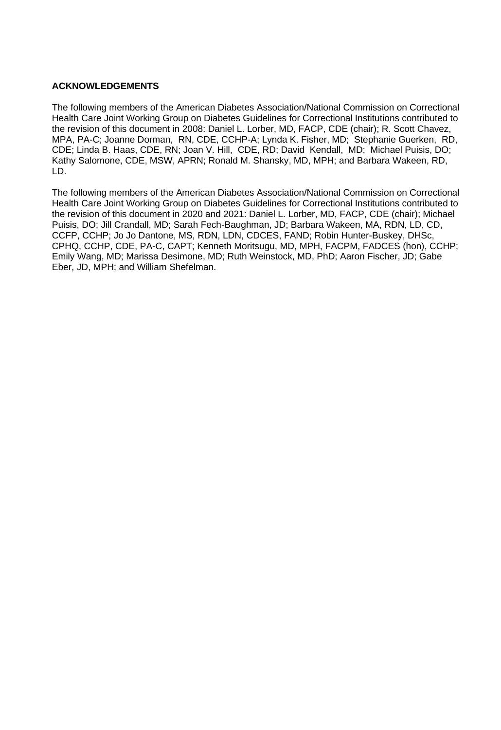## ACKNOWLEDGEMENTS

The following members of the American Diabetes Association/National Commission on Correctional Health Care Joint Working Group on Diabetes Guidelines for Correctional Institutions contributed to the revision of this document in 2008: Daniel L. Lorber, MD, FACP, CDE (chair); R. Scott Chavez, MPA, PA-C; Joanne Dorman, RN, CDE, CCHP-A; Lynda K. Fisher, MD; Stephanie Guerken, RD, CDE; Linda B. Haas, CDE, RN; Joan V. Hill, CDE, RD; David Kendall, MD; Michael Puisis, DO; Kathy Salomone, CDE, MSW, APRN; Ronald M. Shansky, MD, MPH; and Barbara Wakeen, RD, LD.

The following members of the American Diabetes Association/National Commission on Correctional Health Care Joint Working Group on Diabetes Guidelines for Correctional Institutions contributed to the revision of this document in 2020 and 2021: Daniel L. Lorber, MD, FACP, CDE (chair); Michael Puisis, DO; Jill Crandall, MD; Sarah Fech-Baughman, JD; Barbara Wakeen, MA, RDN, LD, CD, CCFP, CCHP; Jo Jo Dantone, MS, RDN, LDN, CDCES, FAND; Robin Hunter-Buskey, DHSc, CPHQ, CCHP, CDE, PA-C, CAPT; Kenneth Moritsugu, MD, MPH, FACPM, FADCES (hon), CCHP; Emily Wang, MD; Marissa Desimone, MD; Ruth Weinstock, MD, PhD; Aaron Fischer, JD; Gabe Eber, JD, MPH; and William Shefelman.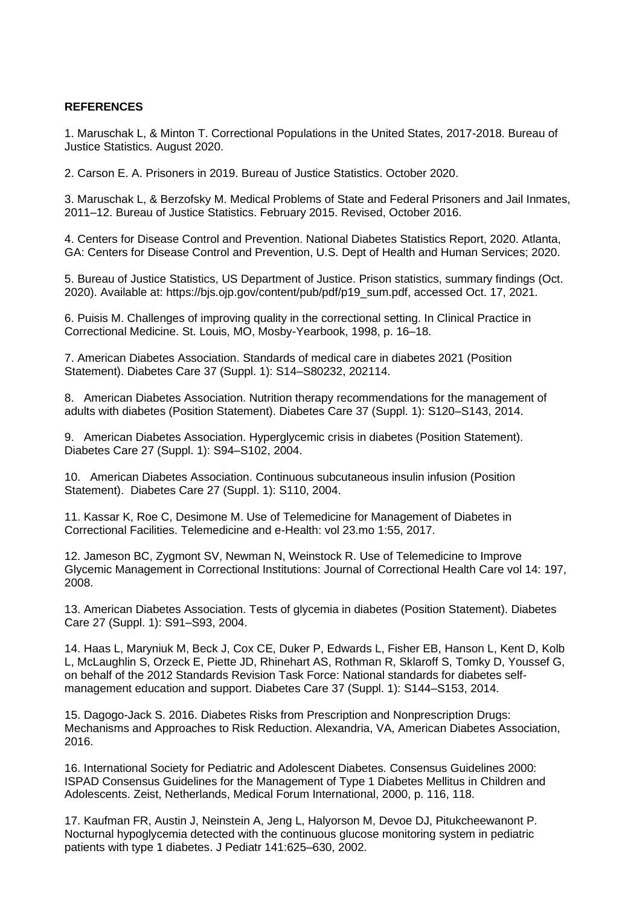**REFERENCES**

1. Maruschak L, & Minton T. Correctional Populations in the United States, 2017-2018. Bureau of Justice Statistics. August 2020.

2. Carson E. A. Prisoners in 2019. Bureau of Justice Statistics. October 2020.

3. Maruschak L, & Berzofsky M. Medical Problems of State and Federal Prisoners and Jail Inmates, 2011–12. Bureau of Justice Statistics. February 2015. Revised, October 2016.

4. Centers for Disease Control and Prevention. National Diabetes Statistics Report, 2020. Atlanta, GA: Centers for Disease Control and Prevention, U.S. Dept of Health and Human Services; 2020.

5. Bureau of Justice Statistics, US Department of Justice. Prison statistics, summary findings (Oct. 2020). Available at: https://bjs.ojp.gov/content/pub/pdf/p19_sum.pdf, accessed Oct. 17, 2021.

6. Puisis M. Challenges of improving quality in the correctional setting. In Clinical Practice in Correctional Medicine. St. Louis, MO, Mosby-Yearbook, 1998, p. 16–18.

7. American Diabetes Association. Standards of medical care in diabetes 2021 (Position Statement). Diabetes Care 37 (Suppl. 1): S14–S80232, 202114.

8. American Diabetes Association. Nutrition therapy recommendations for the management of adults with diabetes (Position Statement). Diabetes Care 37 (Suppl. 1): S120–S143, 2014.

9. American Diabetes Association. Hyperglycemic crisis in diabetes (Position Statement). Diabetes Care 27 (Suppl. 1): S94–S102, 2004.

10. American Diabetes Association. Continuous subcutaneous insulin infusion (Position Statement). Diabetes Care 27 (Suppl. 1): S110, 2004.

11. Kassar K, Roe C, Desimone M. Use of Telemedicine for Management of Diabetes in Correctional Facilities. Telemedicine and e-Health: vol 23.mo 1:55, 2017.

12. Jameson BC, Zygmont SV, Newman N, Weinstock R. Use of Telemedicine to Improve Glycemic Management in Correctional Institutions: Journal of Correctional Health Care vol 14: 197, 2008.

13. American Diabetes Association. Tests of glycemia in diabetes (Position Statement). Diabetes Care 27 (Suppl. 1): S91–S93, 2004.

14. Haas L, Maryniuk M, Beck J, Cox CE, Duker P, Edwards L, Fisher EB, Hanson L, Kent D, Kolb L, McLaughlin S, Orzeck E, Piette JD, Rhinehart AS, Rothman R, Sklaroff S, Tomky D, Youssef G, on behalf of the 2012 Standards Revision Task Force: National standards for diabetes self-management education and support. Diabetes Care 37 (Suppl. 1): S144–S153, 2014.

15. Dagogo-Jack S. 2016. Diabetes Risks from Prescription and Nonprescription Drugs: Mechanisms and Approaches to Risk Reduction. Alexandria, VA, American Diabetes Association, 2016.

16. International Society for Pediatric and Adolescent Diabetes. Consensus Guidelines 2000: ISPAD Consensus Guidelines for the Management of Type 1 Diabetes Mellitus in Children and Adolescents. Zeist, Netherlands, Medical Forum International, 2000, p. 116, 118.

17. Kaufman FR, Austin J, Neinstein A, Jeng L, Halyorson M, Devoe DJ, Pitukcheewanont P. Nocturnal hypoglycemia detected with the continuous glucose monitoring system in pediatric patients with type 1 diabetes. J Pediatr 141:625–630, 2002.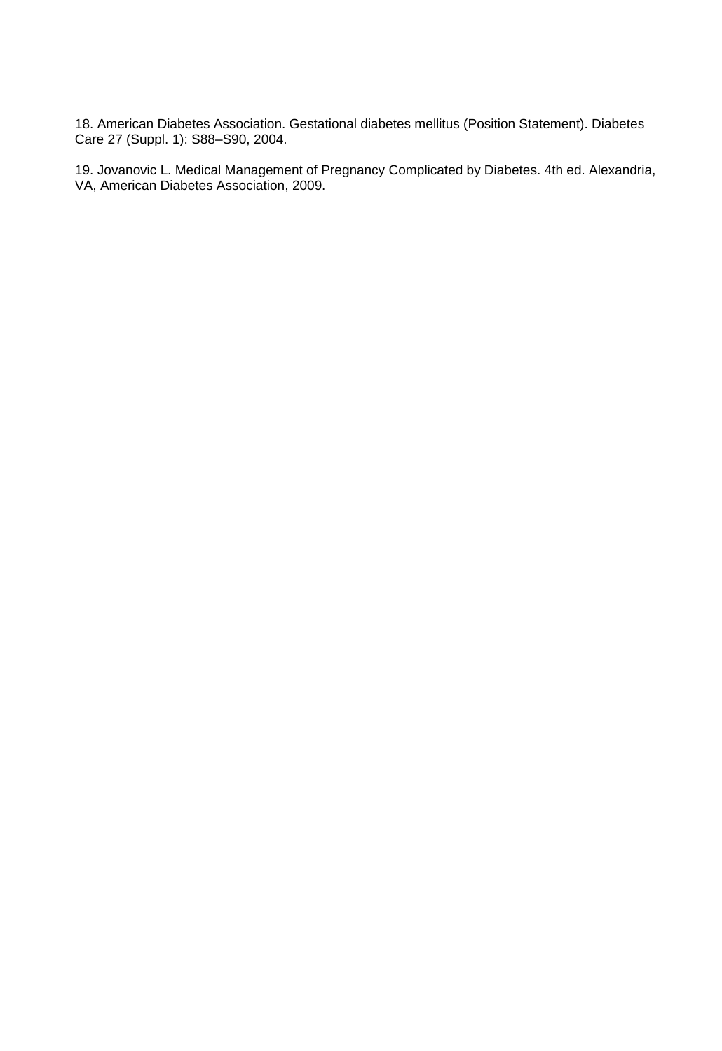18. American Diabetes Association. Gestational diabetes mellitus (Position Statement). Diabetes Care 27 (Suppl. 1): S88–S90, 2004.

19. Jovanovic L. Medical Management of Pregnancy Complicated by Diabetes. 4th ed. Alexandria, VA, American Diabetes Association, 2009.